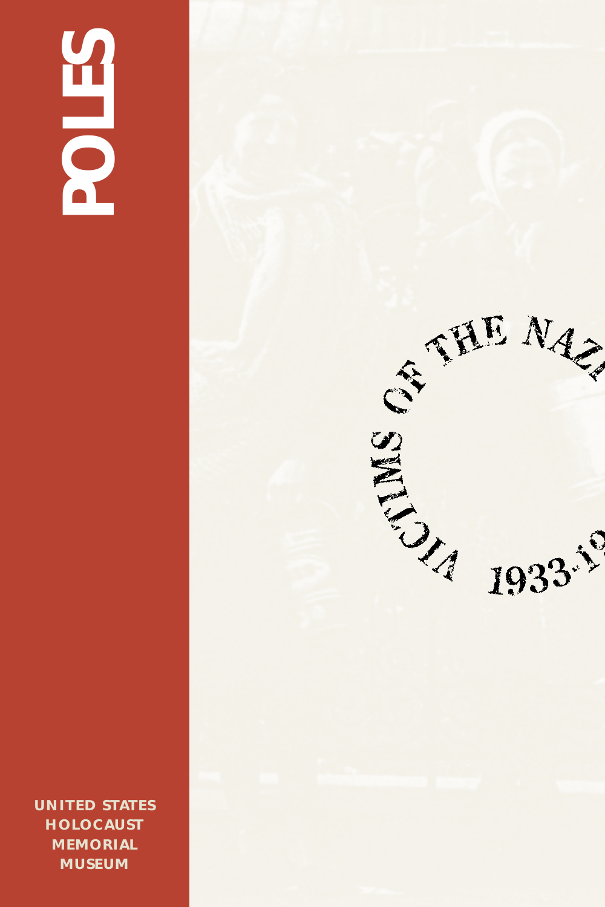# POLES

VICTIMS OF THE NAZI ERA 1933-1945

UNITED STATES HOLOCAUST MEMORIAL MUSEUM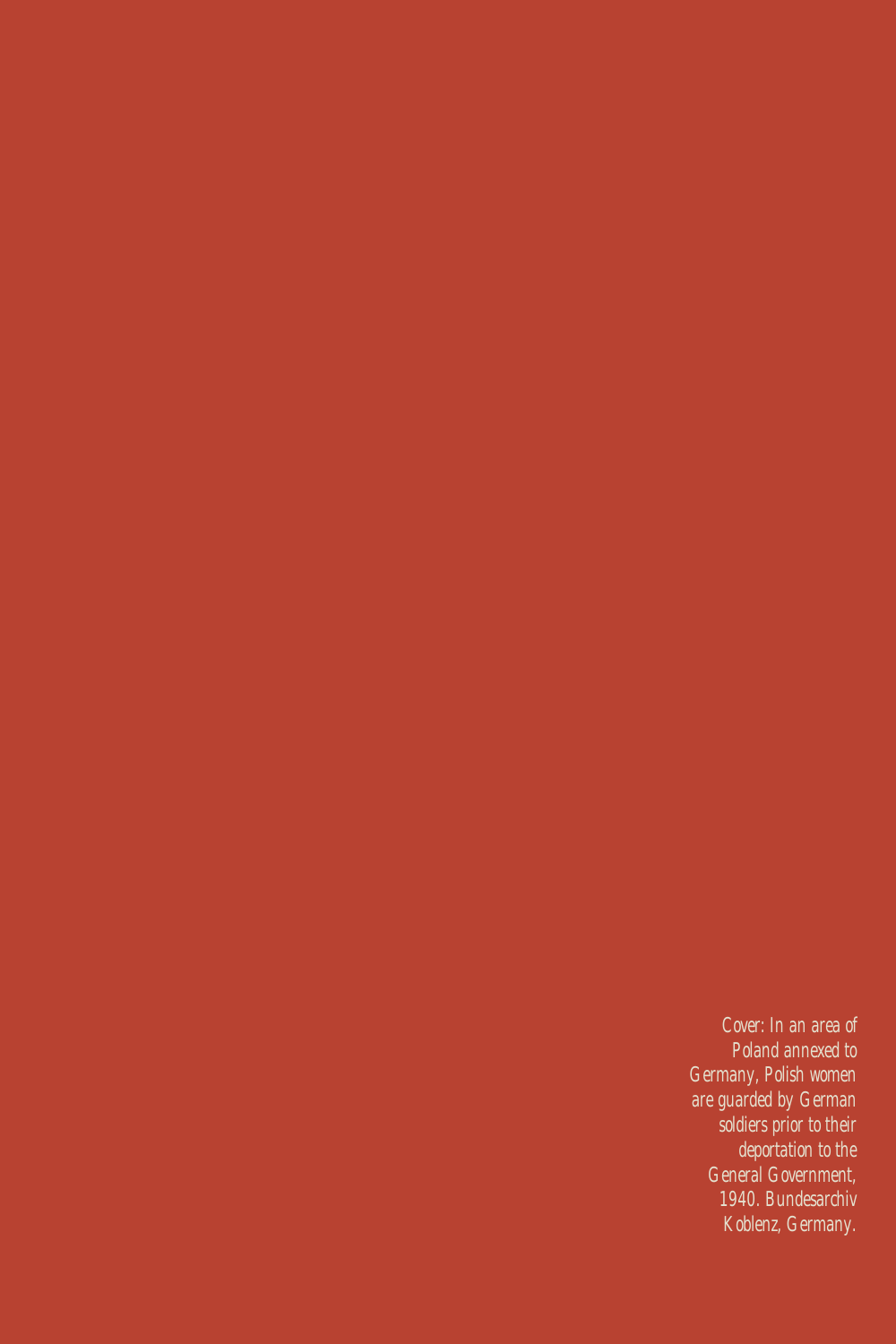*Cover: In an area of Poland annexed to Germany, Polish women are guarded by German soldiers prior to their deportation to the General Government, 1940. Bundesarchiv Koblenz, Germany.*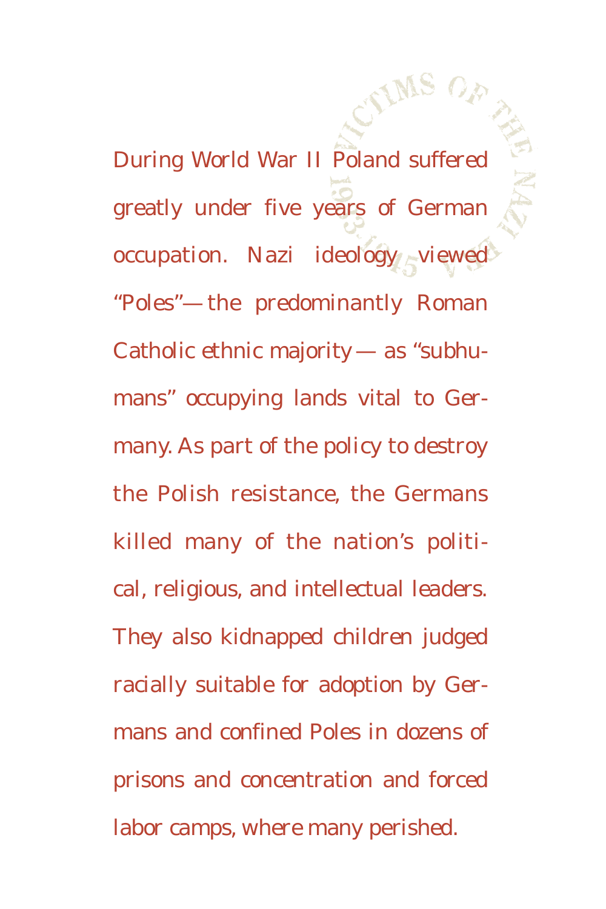During World War II Poland suffered greatly under five years of German occupation. Nazi ideology viewed "Poles"—the predominantly Roman Catholic ethnic majority—as "subhumans" occupying lands vital to Germany. As part of the policy to destroy the Polish resistance, the Germans killed many of the nation's political, religious, and intellectual leaders. They also kidnapped children judged racially suitable for adoption by Germans and confined Poles in dozens of prisons and concentration and forced labor camps, where many perished.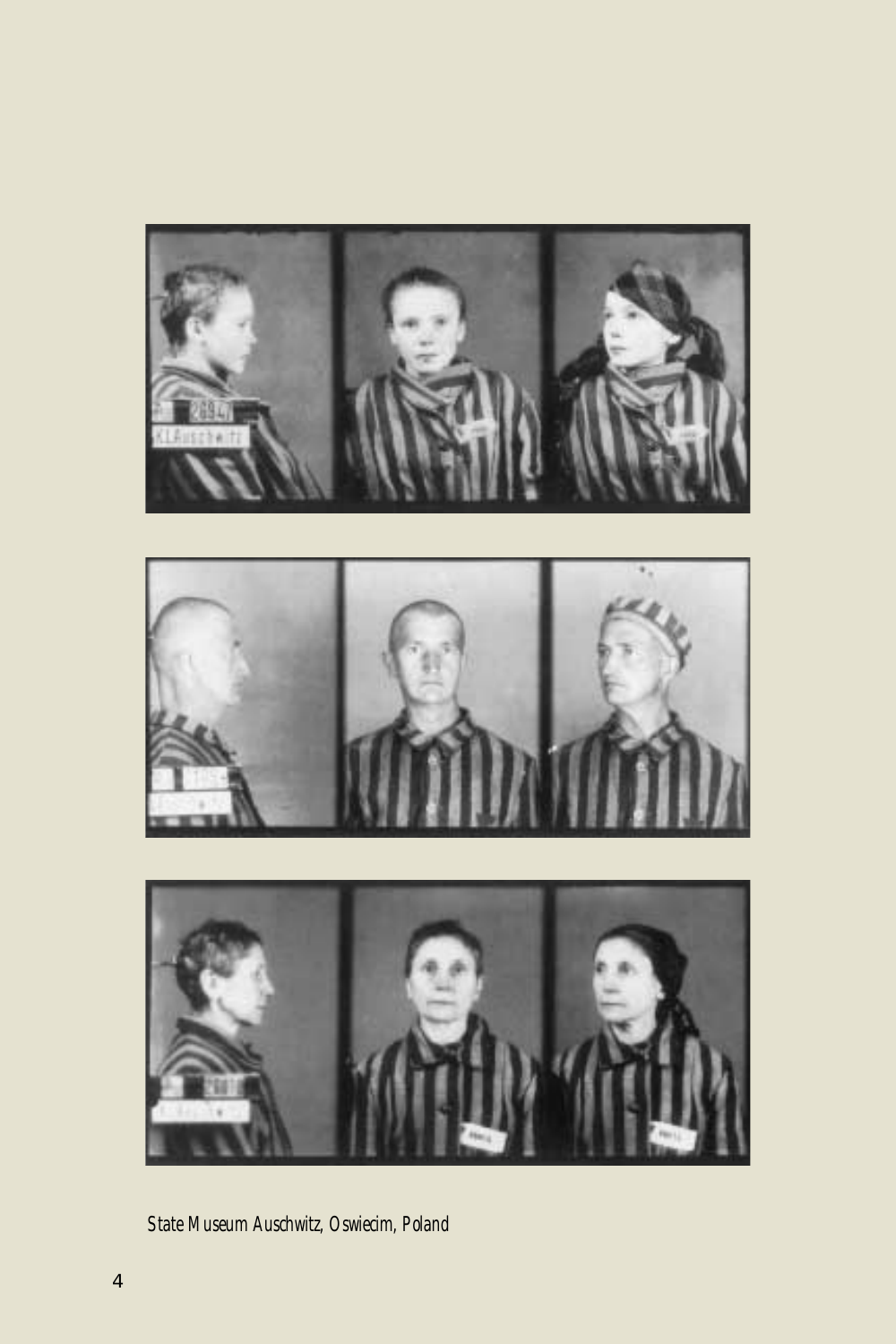State Museum Auschwitz, Oswiecim, Poland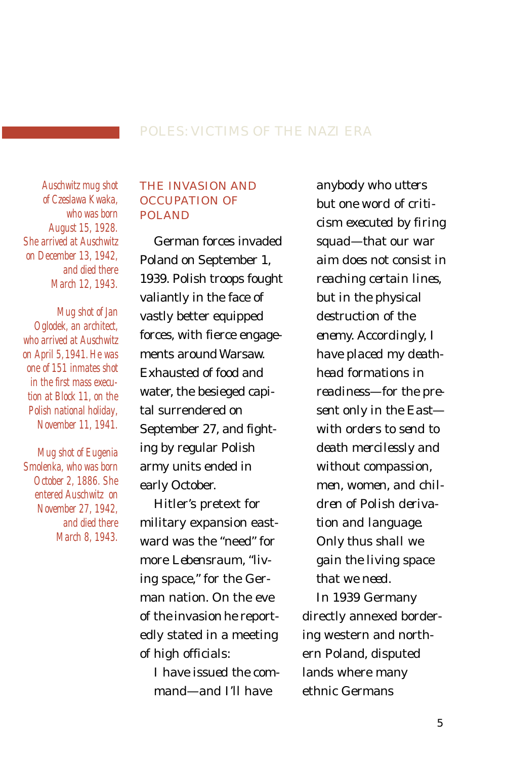*Auschwitz mug shot of Czeslawa Kwaka, who was born August 15, 1928. She arrived at Auschwitz on December 13, 1942, and died there March 12, 1943.*

*Mug shot of Jan Oglodek, an architect, who arrived at Auschwitz on April 5, 1941. He was one of 151 inmates shot in the first mass execution at Block 11, on the Polish national holiday, November 11, 1941.*

*Mug shot of Eugenia Smolenka, who was born October 2, 1886. She entered Auschwitz on November 27, 1942, and died there March 8, 1943.*

## THE INVASION AND OCCUPATION OF POLAND

German forces invaded Poland on September 1, 1939. Polish troops fought valiantly in the face of vastly better equipped forces, with fierce engagements around Warsaw. Exhausted of food and water, the besieged capital surrendered on September 27, and fighting by regular Polish army units ended in early October.

Hitler's pretext for military expansion eastward was the "need" for more Lebensraum, "living space," for the German nation. On the eve of the invasion he reportedly stated in a meeting of high officials:

> I have issued the command—and I'll have anybody who utters but one word of criticism executed by firing squad—that our war aim does not consist in reaching certain lines, but in the physical destruction of the enemy. Accordingly, I have placed my death-head formations in readiness—for the present only in the East—with orders to send to death mercilessly and without compassion, men, women, and children of Polish derivation and language. Only thus shall we gain the living space that we need.

In 1939 Germany directly annexed bordering western and northern Poland, disputed lands where many ethnic Germans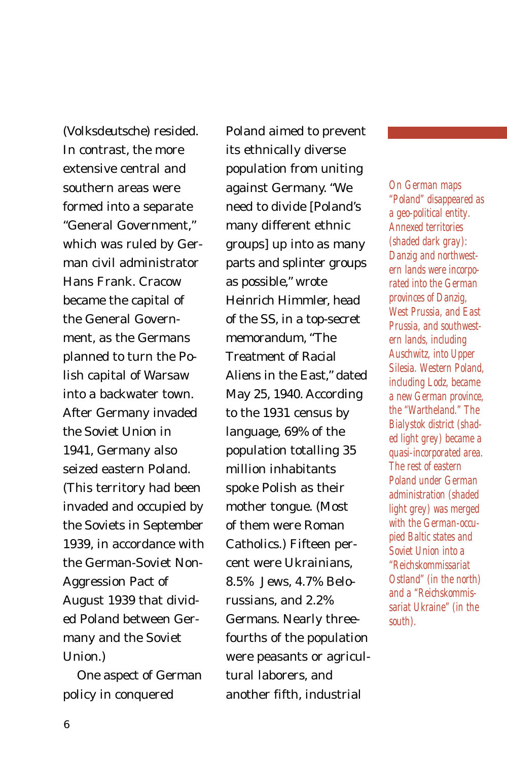(Volksdeutsche) resided. In contrast, the more extensive central and southern areas were formed into a separate "General Government," which was ruled by German civil administrator Hans Frank. Cracow became the capital of the General Government, as the Germans planned to turn the Polish capital of Warsaw into a backwater town. After Germany invaded the Soviet Union in 1941, Germany also seized eastern Poland. (This territory had been invaded and occupied by the Soviets in September 1939, in accordance with the German-Soviet Non-Aggression Pact of August 1939 that divided Poland between Germany and the Soviet Union.)

One aspect of German policy in conquered Poland aimed to prevent its ethnically diverse population from uniting against Germany. "We need to divide [Poland's many different ethnic groups] up into as many parts and splinter groups as possible," wrote Heinrich Himmler, head of the SS, in a top-secret memorandum, "The Treatment of Racial Aliens in the East," dated May 25, 1940. According to the 1931 census by language, 69% of the population totalling 35 million inhabitants spoke Polish as their mother tongue. (Most of them were Roman Catholics.) Fifteen percent were Ukrainians, 8.5% Jews, 4.7% Belorussians, and 2.2% Germans. Nearly three-fourths of the population were peasants or agricultural laborers, and another fifth, industrial

*On German maps "Poland" disappeared as a geo-political entity. Annexed territories (shaded dark gray): Danzig and northwestern lands were incorporated into the German provinces of Danzig, West Prussia, and East Prussia, and southwestern lands, including Auschwitz, into Upper Silesia. Western Poland, including Lodz, became a new German province, the "Wartheland." The Bialystok district (shaded light grey) became a quasi-incorporated area. The rest of eastern Poland under German administration (shaded light grey) was merged with the German-occupied Baltic states and Soviet Union into a "Reichskommissariat Ostland" (in the north) and a "Reichskommissariat Ukraine" (in the south).*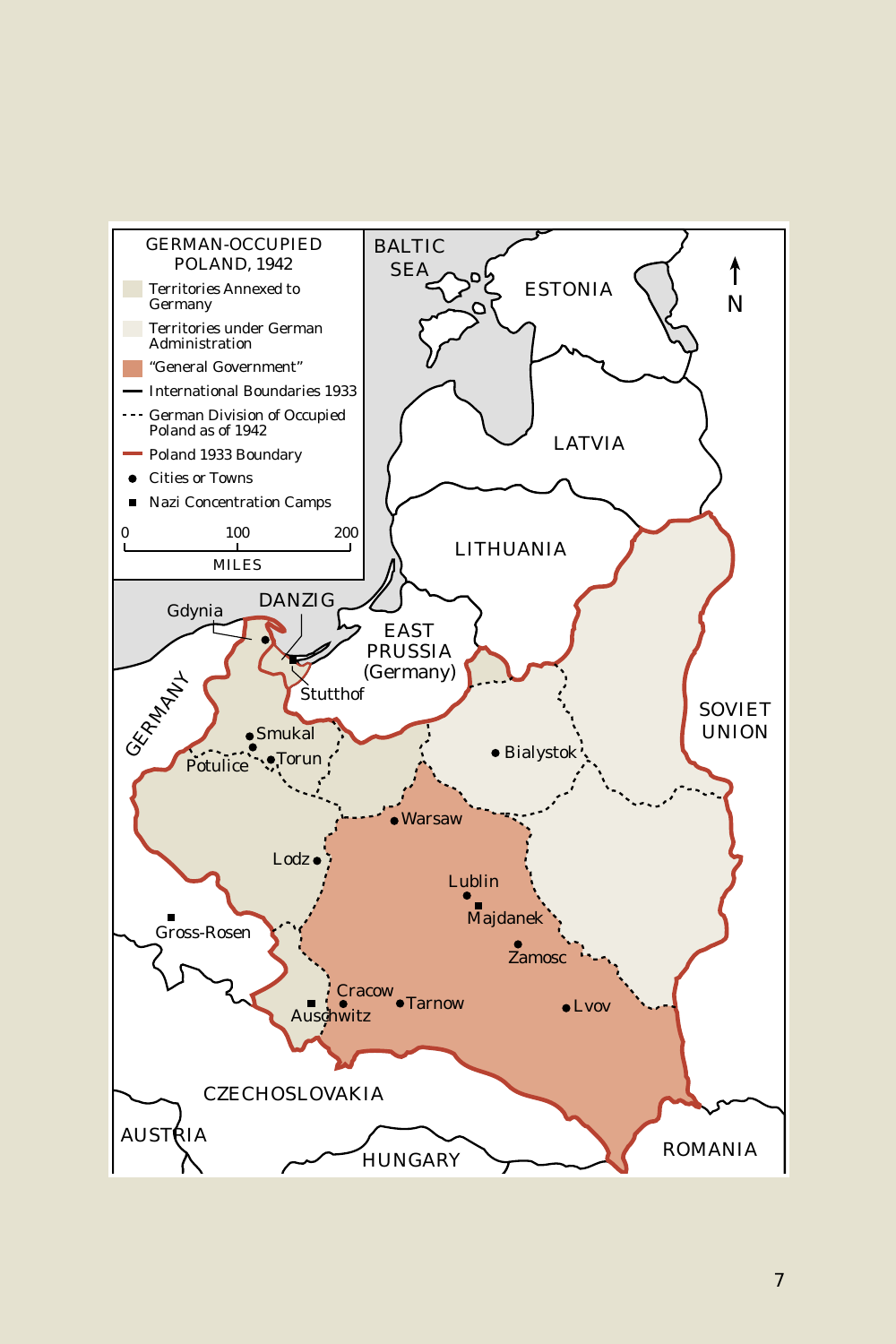# GERMAN-OCCUPIED POLAND, 1942

- Territories Annexed to Germany
- Territories under German Administration
- "General Government"
- International Boundaries 1933
- German Division of Occupied Poland as of 1942
- Poland 1933 Boundary
- Cities or Towns
- Nazi Concentration Camps

0 — 100 — 200
MILES

BALTIC SEA

ESTONIA

N

LATVIA

LITHUANIA

DANZIG

Gdynia

EAST PRUSSIA (Germany)

Stutthof

GERMANY

SOVIET UNION

Smukal

Potulice

Torun

Bialystok

Warsaw

Lodz

Lublin

Majdanek

Zamosc

Gross-Rosen

Cracow

Tarnow

Lvov

Auschwitz

CZECHOSLOVAKIA

AUSTRIA

HUNGARY

ROMANIA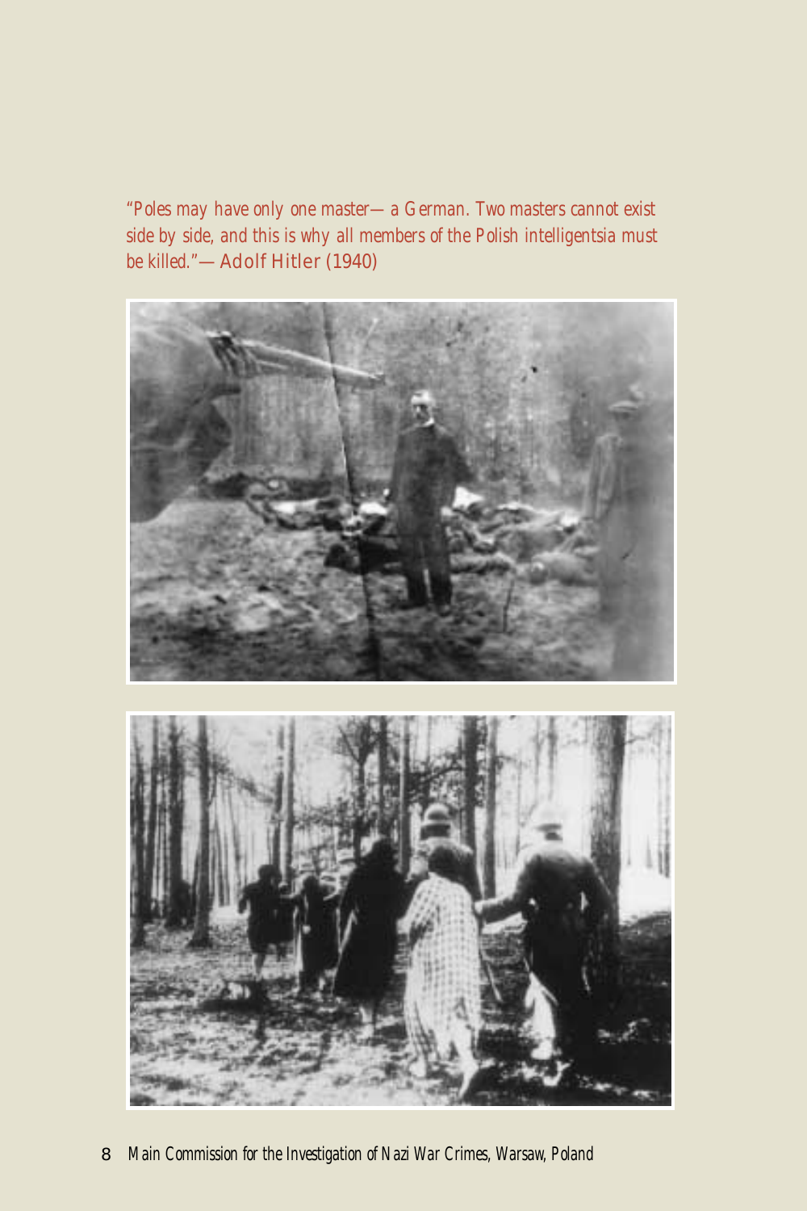*"Poles may have only one master—a German. Two masters cannot exist side by side, and this is why all members of the Polish intelligentsia must be killed."*—Adolf Hitler (1940)

*Main Commission for the Investigation of Nazi War Crimes, Warsaw, Poland*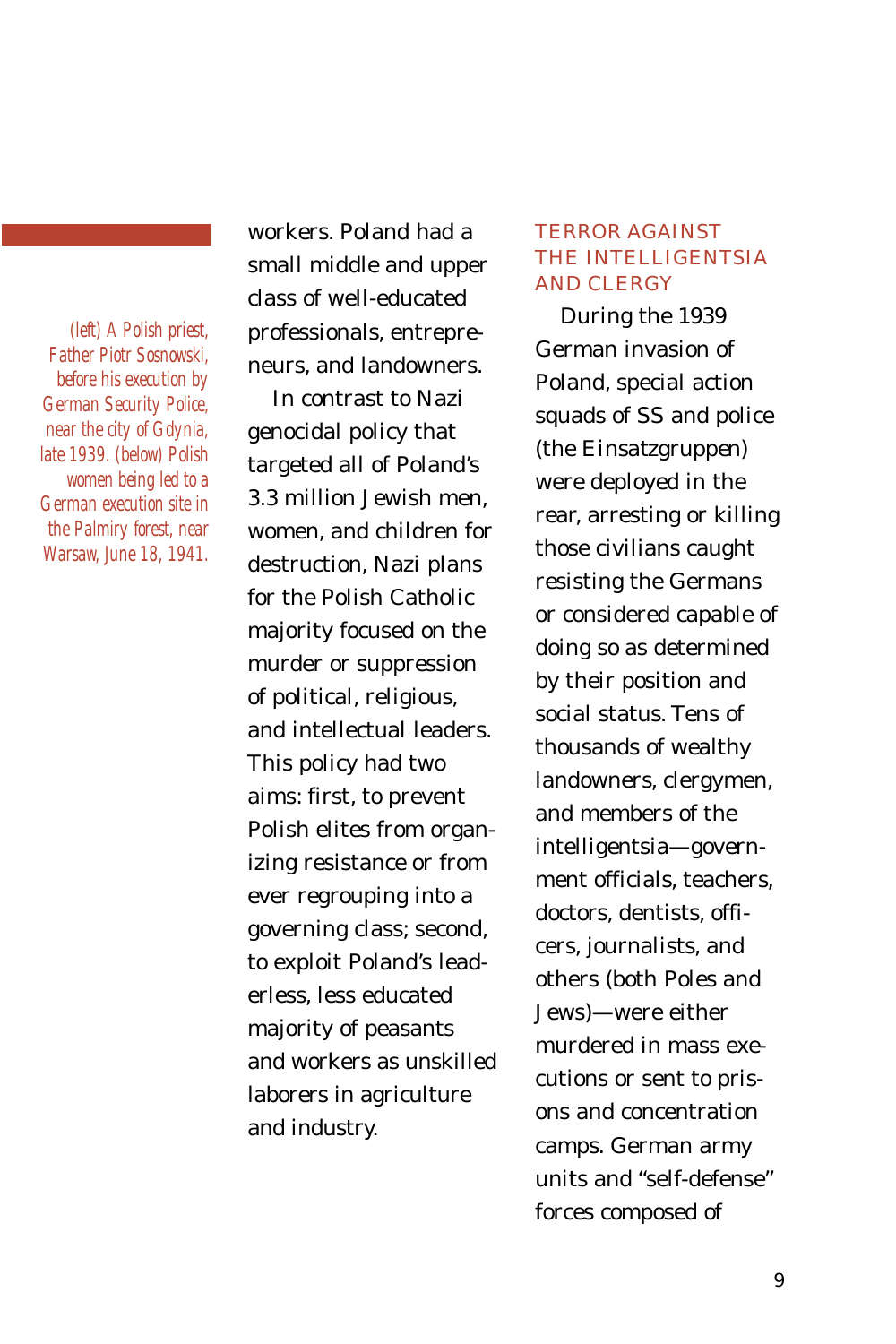*(left) A Polish priest, Father Piotr Sosnowski, before his execution by German Security Police, near the city of Gdynia, late 1939. (below) Polish women being led to a German execution site in the Palmiry forest, near Warsaw, June 18, 1941.*

workers. Poland had a small middle and upper class of well-educated professionals, entrepreneurs, and landowners.

In contrast to Nazi genocidal policy that targeted all of Poland's 3.3 million Jewish men, women, and children for destruction, Nazi plans for the Polish Catholic majority focused on the murder or suppression of political, religious, and intellectual leaders. This policy had two aims: first, to prevent Polish elites from organizing resistance or from ever regrouping into a governing class; second, to exploit Poland's leaderless, less educated majority of peasants and workers as unskilled laborers in agriculture and industry.

## TERROR AGAINST THE INTELLIGENTSIA AND CLERGY

During the 1939 German invasion of Poland, special action squads of SS and police (the Einsatzgruppen) were deployed in the rear, arresting or killing those civilians caught resisting the Germans or considered capable of doing so as determined by their position and social status. Tens of thousands of wealthy landowners, clergymen, and members of the intelligentsia—government officials, teachers, doctors, dentists, officers, journalists, and others (both Poles and Jews)—were either murdered in mass executions or sent to prisons and concentration camps. German army units and "self-defense" forces composed of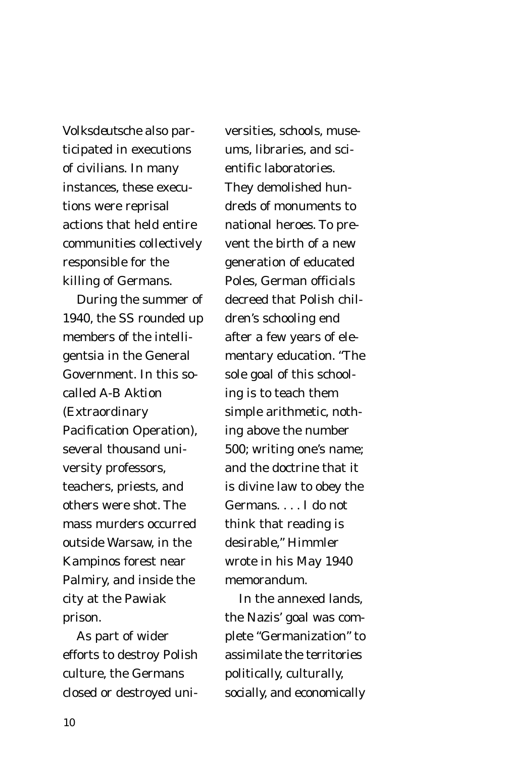Volksdeutsche also participated in executions of civilians. In many instances, these executions were reprisal actions that held entire communities collectively responsible for the killing of Germans.

During the summer of 1940, the SS rounded up members of the intelligentsia in the General Government. In this so-called A-B Aktion (Extraordinary Pacification Operation), several thousand university professors, teachers, priests, and others were shot. The mass murders occurred outside Warsaw, in the Kampinos forest near Palmiry, and inside the city at the Pawiak prison.

As part of wider efforts to destroy Polish culture, the Germans closed or destroyed universities, schools, museums, libraries, and scientific laboratories. They demolished hundreds of monuments to national heroes. To prevent the birth of a new generation of educated Poles, German officials decreed that Polish children's schooling end after a few years of elementary education. "The sole goal of this schooling is to teach them simple arithmetic, nothing above the number 500; writing one's name; and the doctrine that it is divine law to obey the Germans. . . . I do not think that reading is desirable," Himmler wrote in his May 1940 memorandum.

In the annexed lands, the Nazis' goal was complete "Germanization" to assimilate the territories politically, culturally, socially, and economically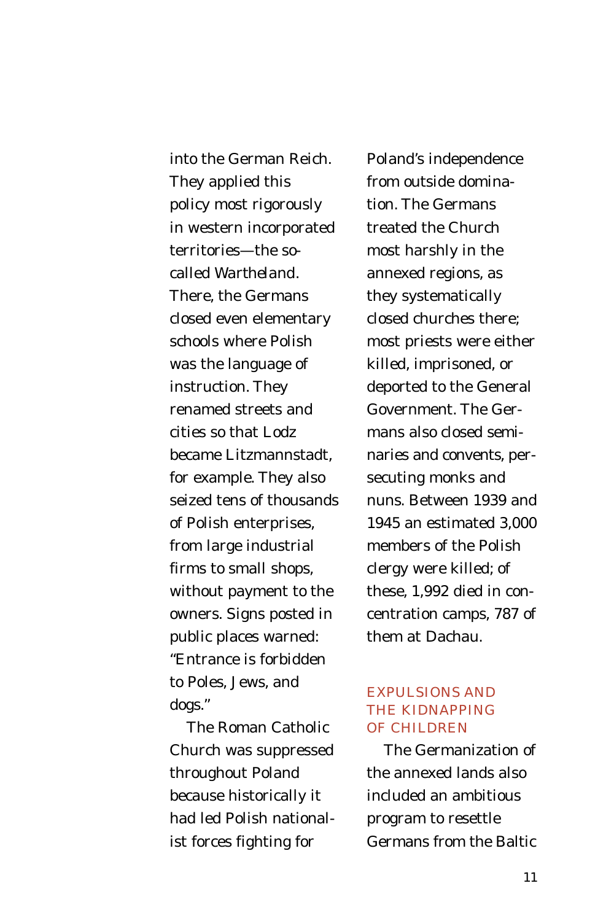into the German Reich. They applied this policy most rigorously in western incorporated territories—the so-called Wartheland. There, the Germans closed even elementary schools where Polish was the language of instruction. They renamed streets and cities so that Lodz became Litzmannstadt, for example. They also seized tens of thousands of Polish enterprises, from large industrial firms to small shops, without payment to the owners. Signs posted in public places warned: "Entrance is forbidden to Poles, Jews, and dogs."

The Roman Catholic Church was suppressed throughout Poland because historically it had led Polish nationalist forces fighting for Poland's independence from outside domination. The Germans treated the Church most harshly in the annexed regions, as they systematically closed churches there; most priests were either killed, imprisoned, or deported to the General Government. The Germans also closed seminaries and convents, persecuting monks and nuns. Between 1939 and 1945 an estimated 3,000 members of the Polish clergy were killed; of these, 1,992 died in concentration camps, 787 of them at Dachau.

## EXPULSIONS AND THE KIDNAPPING OF CHILDREN

The Germanization of the annexed lands also included an ambitious program to resettle Germans from the Baltic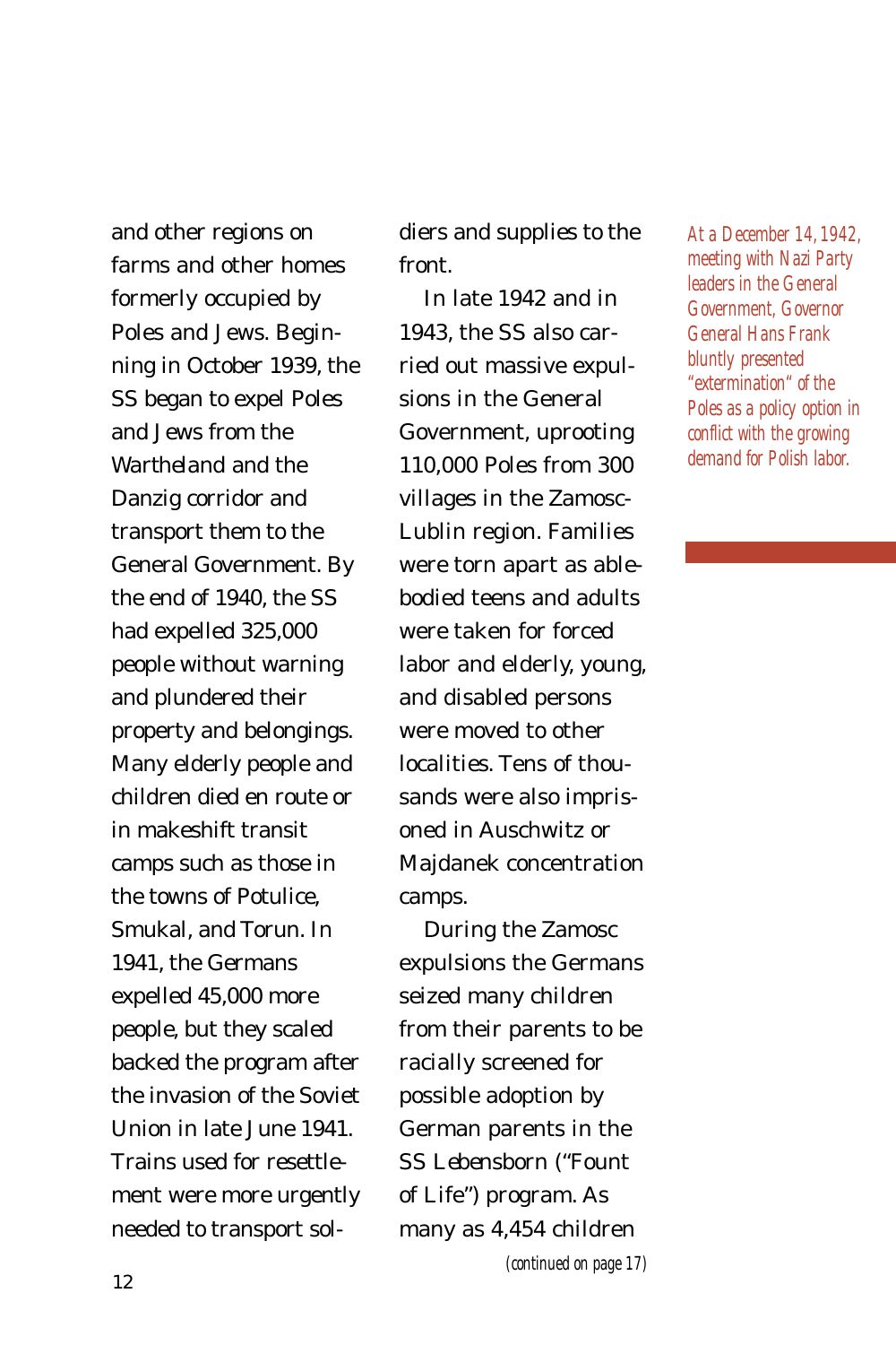and other regions on farms and other homes formerly occupied by Poles and Jews. Beginning in October 1939, the SS began to expel Poles and Jews from the Wartheland and the Danzig corridor and transport them to the General Government. By the end of 1940, the SS had expelled 325,000 people without warning and plundered their property and belongings. Many elderly people and children died en route or in makeshift transit camps such as those in the towns of Potulice, Smukal, and Torun. In 1941, the Germans expelled 45,000 more people, but they scaled backed the program after the invasion of the Soviet Union in late June 1941. Trains used for resettlement were more urgently needed to transport soldiers and supplies to the front.

In late 1942 and in 1943, the SS also carried out massive expulsions in the General Government, uprooting 110,000 Poles from 300 villages in the Zamosc-Lublin region. Families were torn apart as able-bodied teens and adults were taken for forced labor and elderly, young, and disabled persons were moved to other localities. Tens of thousands were also imprisoned in Auschwitz or Majdanek concentration camps.

During the Zamosc expulsions the Germans seized many children from their parents to be racially screened for possible adoption by German parents in the SS Lebensborn ("Fount of Life") program. As many as 4,454 children

*(continued on page 17)*

*At a December 14, 1942, meeting with Nazi Party leaders in the General Government, Governor General Hans Frank bluntly presented "extermination" of the Poles as a policy option in conflict with the growing demand for Polish labor.*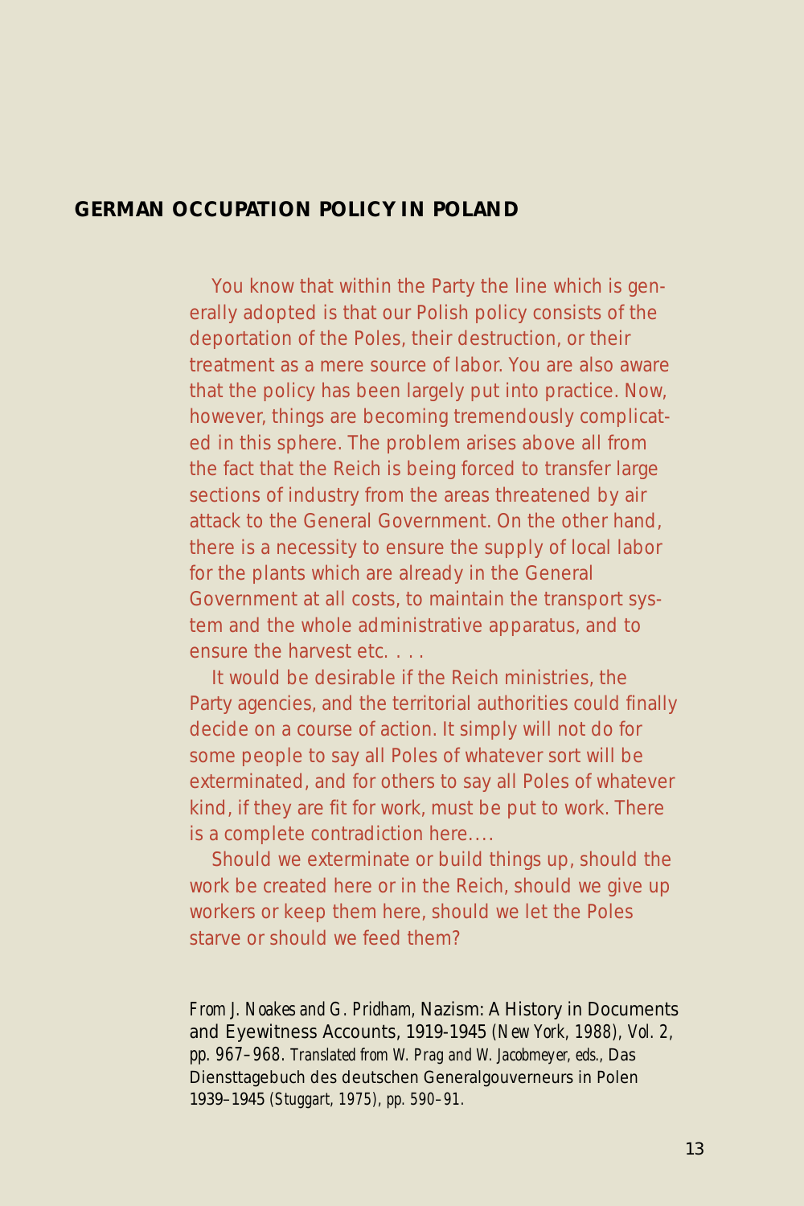## GERMAN OCCUPATION POLICY IN POLAND

You know that within the Party the line which is generally adopted is that our Polish policy consists of the deportation of the Poles, their destruction, or their treatment as a mere source of labor. You are also aware that the policy has been largely put into practice. Now, however, things are becoming tremendously complicated in this sphere. The problem arises above all from the fact that the Reich is being forced to transfer large sections of industry from the areas threatened by air attack to the General Government. On the other hand, there is a necessity to ensure the supply of local labor for the plants which are already in the General Government at all costs, to maintain the transport system and the whole administrative apparatus, and to ensure the harvest etc. . . .

It would be desirable if the Reich ministries, the Party agencies, and the territorial authorities could finally decide on a course of action. It simply will not do for some people to say all Poles of whatever sort will be exterminated, and for others to say all Poles of whatever kind, if they are fit for work, must be put to work. There is a complete contradiction here....

Should we exterminate or build things up, should the work be created here or in the Reich, should we give up workers or keep them here, should we let the Poles starve or should we feed them?

*From J. Noakes and G. Pridham,* Nazism: A History in Documents and Eyewitness Accounts, 1919-1945 *(New York, 1988), Vol. 2, pp. 967–968. Translated from W. Prag and W. Jacobmeyer, eds.,* Das Diensttagebuch des deutschen Generalgouverneurs in Polen 1939–1945 *(Stuggart, 1975), pp. 590–91.*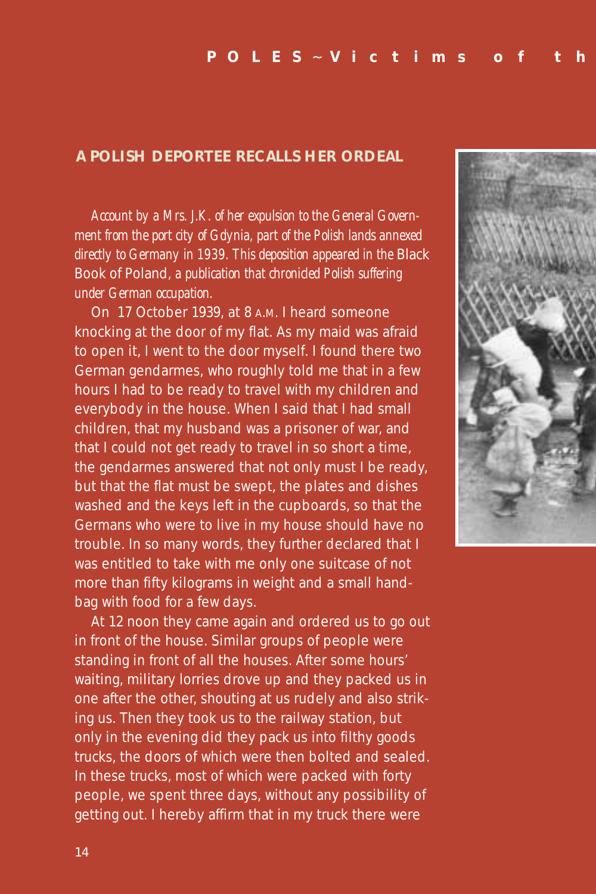## A POLISH DEPORTEE RECALLS HER ORDEAL

*Account by a Mrs. J.K. of her expulsion to the General Government from the port city of Gdynia, part of the Polish lands annexed directly to Germany in 1939. This deposition appeared in the* Black Book of Poland, *a publication that chronicled Polish suffering under German occupation.*

On 17 October 1939, at 8 A.M. I heard someone knocking at the door of my flat. As my maid was afraid to open it, I went to the door myself. I found there two German gendarmes, who roughly told me that in a few hours I had to be ready to travel with my children and everybody in the house. When I said that I had small children, that my husband was a prisoner of war, and that I could not get ready to travel in so short a time, the gendarmes answered that not only must I be ready, but that the flat must be swept, the plates and dishes washed and the keys left in the cupboards, so that the Germans who were to live in my house should have no trouble. In so many words, they further declared that I was entitled to take with me only one suitcase of not more than fifty kilograms in weight and a small handbag with food for a few days.

At 12 noon they came again and ordered us to go out in front of the house. Similar groups of people were standing in front of all the houses. After some hours' waiting, military lorries drove up and they packed us in one after the other, shouting at us rudely and also striking us. Then they took us to the railway station, but only in the evening did they pack us into filthy goods trucks, the doors of which were then bolted and sealed. In these trucks, most of which were packed with forty people, we spent three days, without any possibility of getting out. I hereby affirm that in my truck there were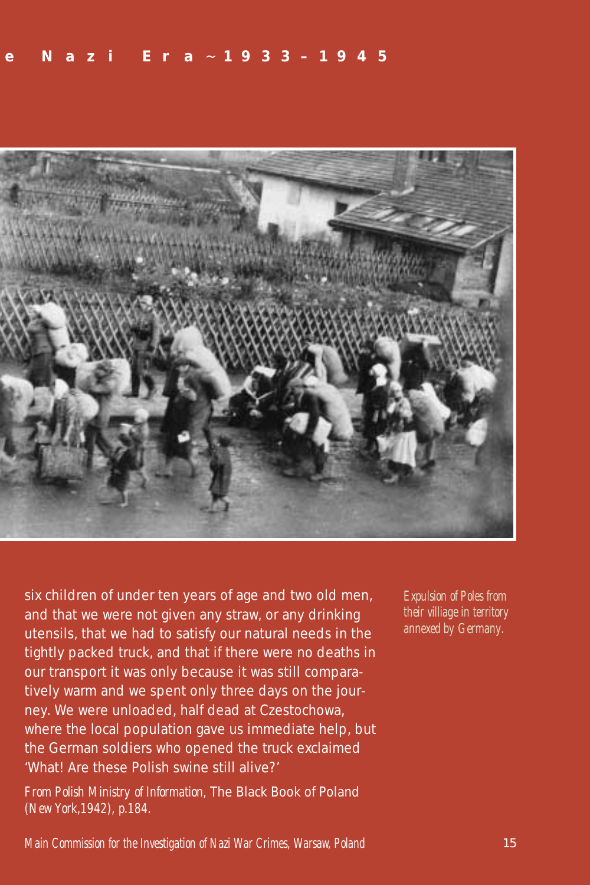six children of under ten years of age and two old men, and that we were not given any straw, or any drinking utensils, that we had to satisfy our natural needs in the tightly packed truck, and that if there were no deaths in our transport it was only because it was still comparatively warm and we spent only three days on the journey. We were unloaded, half dead at Czestochowa, where the local population gave us immediate help, but the German soldiers who opened the truck exclaimed 'What! Are these Polish swine still alive?'

*From Polish Ministry of Information,* The Black Book of Poland *(New York,1942), p.184.*

*Expulsion of Poles from their villiage in territory annexed by Germany.*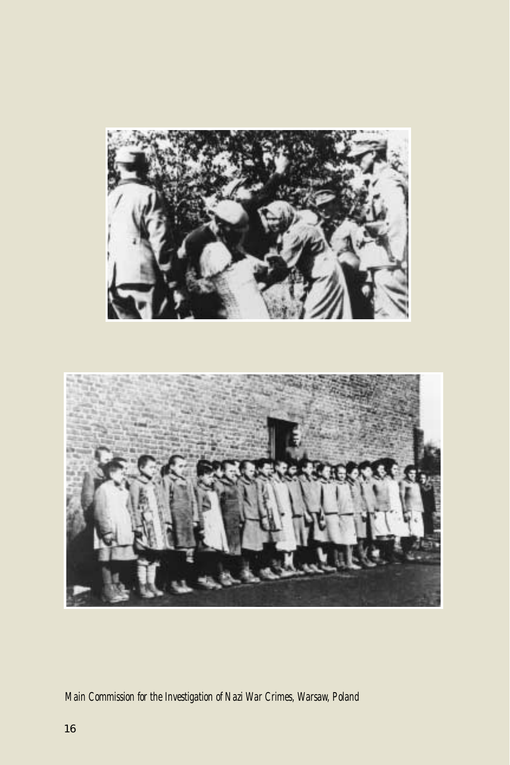*Main Commission for the Investigation of Nazi War Crimes, Warsaw, Poland*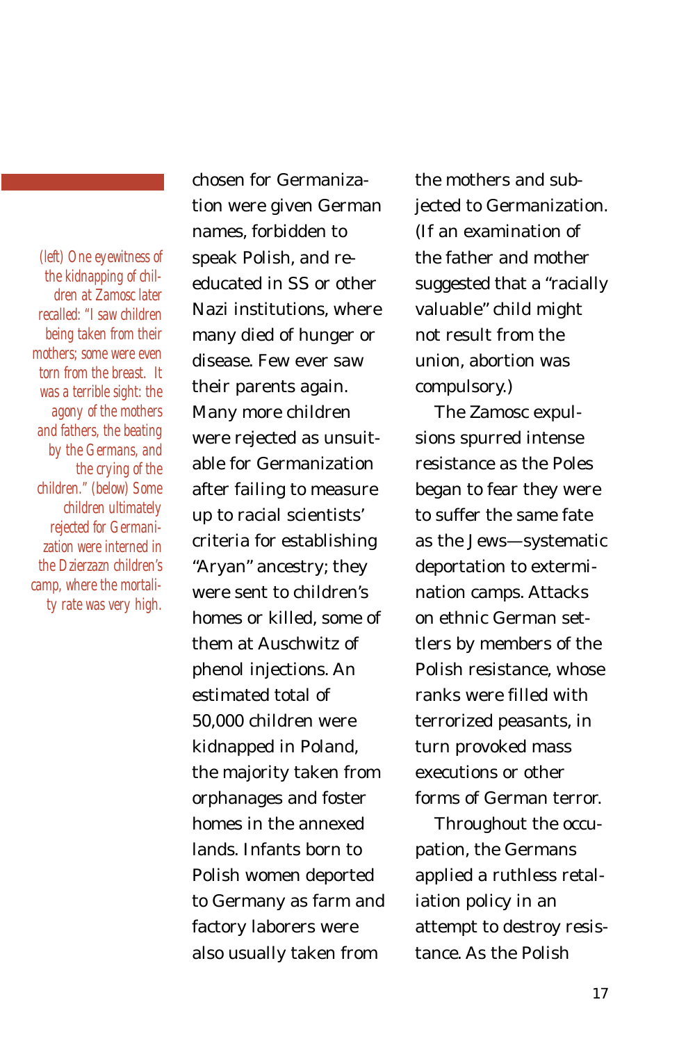*(left) One eyewitness of the kidnapping of children at Zamosc later recalled: "I saw children being taken from their mothers; some were even torn from the breast. It was a terrible sight: the agony of the mothers and fathers, the beating by the Germans, and the crying of the children." (below) Some children ultimately rejected for Germanization were interned in the Dzierzazn children's camp, where the mortality rate was very high.*

chosen for Germanization were given German names, forbidden to speak Polish, and re-educated in SS or other Nazi institutions, where many died of hunger or disease. Few ever saw their parents again. Many more children were rejected as unsuitable for Germanization after failing to measure up to racial scientists' criteria for establishing "Aryan" ancestry; they were sent to children's homes or killed, some of them at Auschwitz of phenol injections. An estimated total of 50,000 children were kidnapped in Poland, the majority taken from orphanages and foster homes in the annexed lands. Infants born to Polish women deported to Germany as farm and factory laborers were also usually taken from the mothers and subjected to Germanization. (If an examination of the father and mother suggested that a "racially valuable" child might not result from the union, abortion was compulsory.)

The Zamosc expulsions spurred intense resistance as the Poles began to fear they were to suffer the same fate as the Jews—systematic deportation to extermination camps. Attacks on ethnic German settlers by members of the Polish resistance, whose ranks were filled with terrorized peasants, in turn provoked mass executions or other forms of German terror.

Throughout the occupation, the Germans applied a ruthless retaliation policy in an attempt to destroy resistance. As the Polish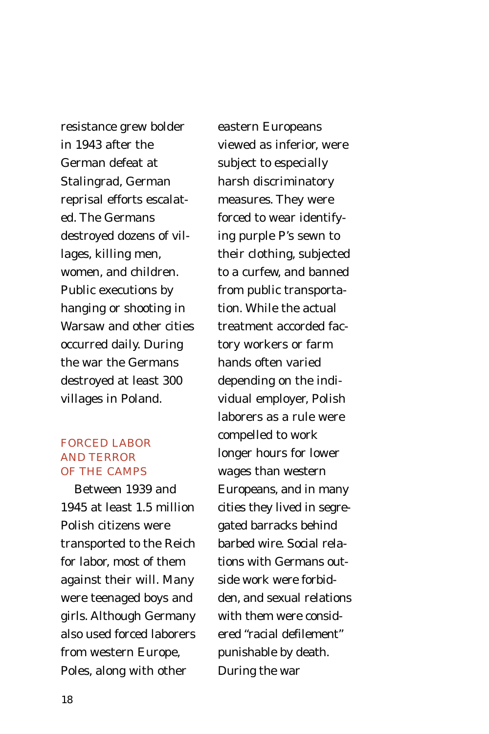resistance grew bolder in 1943 after the German defeat at Stalingrad, German reprisal efforts escalated. The Germans destroyed dozens of villages, killing men, women, and children. Public executions by hanging or shooting in Warsaw and other cities occurred daily. During the war the Germans destroyed at least 300 villages in Poland.

## FORCED LABOR AND TERROR OF THE CAMPS

Between 1939 and 1945 at least 1.5 million Polish citizens were transported to the Reich for labor, most of them against their will. Many were teenaged boys and girls. Although Germany also used forced laborers from western Europe, Poles, along with other eastern Europeans viewed as inferior, were subject to especially harsh discriminatory measures. They were forced to wear identifying purple P's sewn to their clothing, subjected to a curfew, and banned from public transportation. While the actual treatment accorded factory workers or farm hands often varied depending on the individual employer, Polish laborers as a rule were compelled to work longer hours for lower wages than western Europeans, and in many cities they lived in segregated barracks behind barbed wire. Social relations with Germans outside work were forbidden, and sexual relations with them were considered "racial defilement" punishable by death. During the war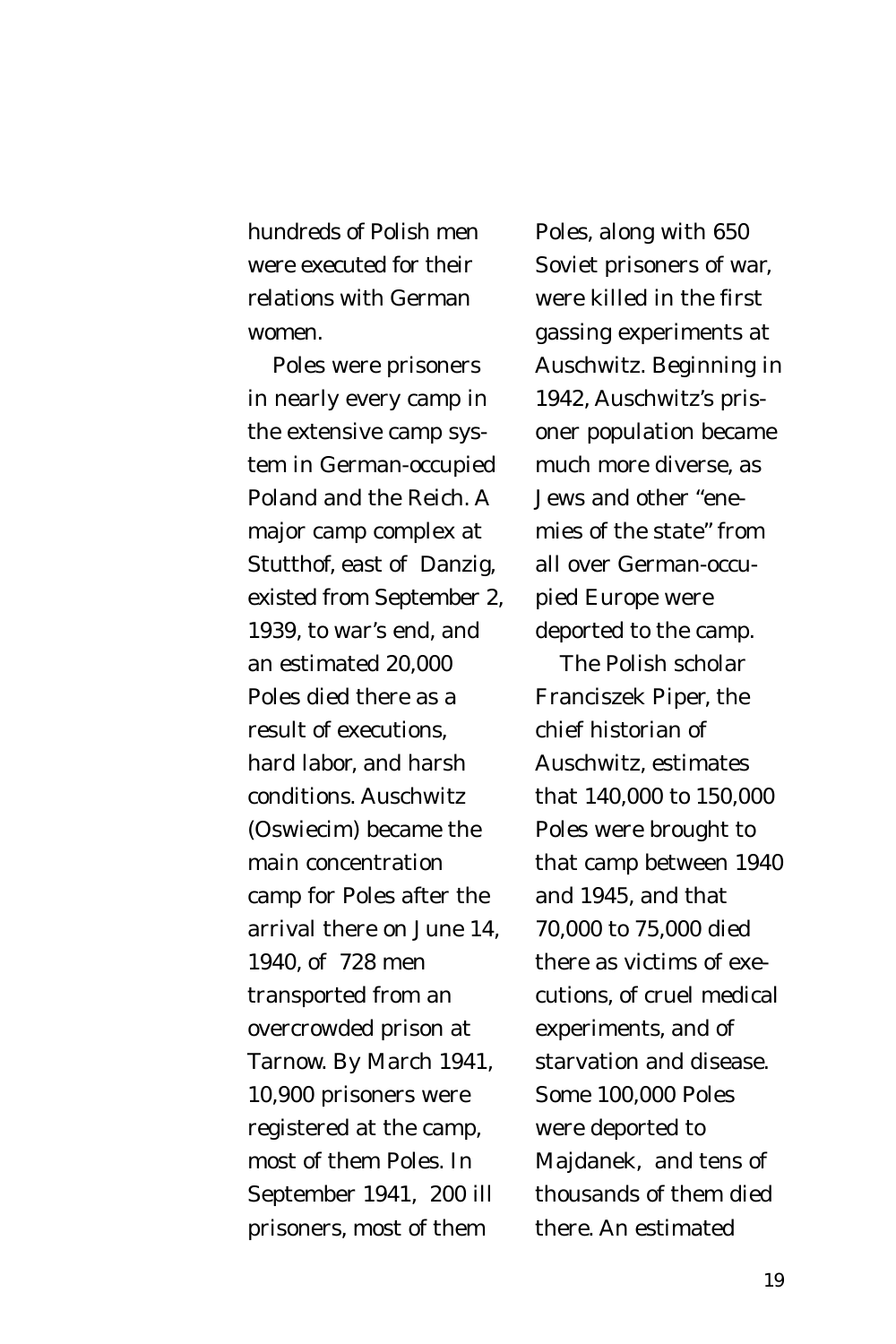hundreds of Polish men were executed for their relations with German women.

Poles were prisoners in nearly every camp in the extensive camp system in German-occupied Poland and the Reich. A major camp complex at Stutthof, east of Danzig, existed from September 2, 1939, to war's end, and an estimated 20,000 Poles died there as a result of executions, hard labor, and harsh conditions. Auschwitz (Oswiecim) became the main concentration camp for Poles after the arrival there on June 14, 1940, of 728 men transported from an overcrowded prison at Tarnow. By March 1941, 10,900 prisoners were registered at the camp, most of them Poles. In September 1941, 200 ill prisoners, most of them Poles, along with 650 Soviet prisoners of war, were killed in the first gassing experiments at Auschwitz. Beginning in 1942, Auschwitz's prisoner population became much more diverse, as Jews and other "enemies of the state" from all over German-occupied Europe were deported to the camp.

The Polish scholar Franciszek Piper, the chief historian of Auschwitz, estimates that 140,000 to 150,000 Poles were brought to that camp between 1940 and 1945, and that 70,000 to 75,000 died there as victims of executions, of cruel medical experiments, and of starvation and disease. Some 100,000 Poles were deported to Majdanek, and tens of thousands of them died there. An estimated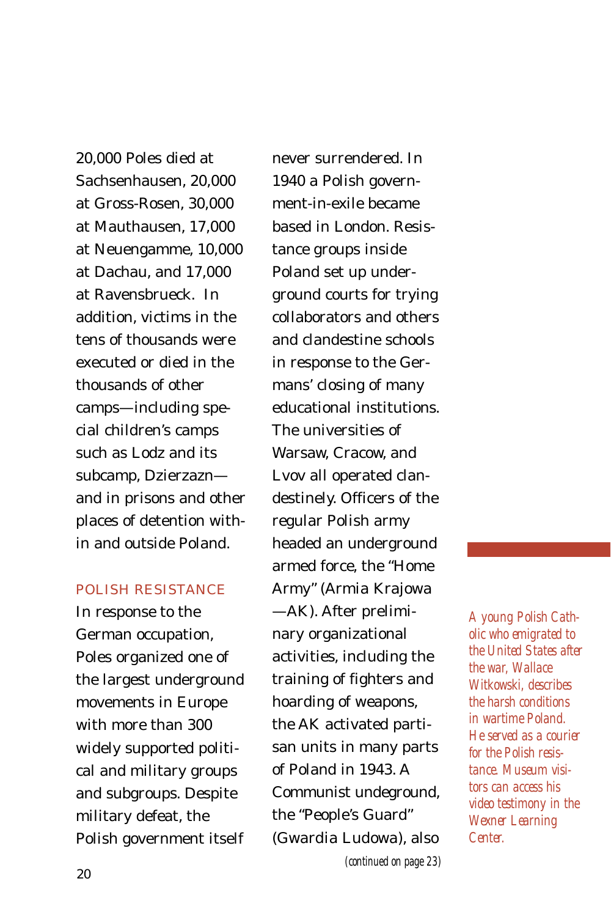20,000 Poles died at Sachsenhausen, 20,000 at Gross-Rosen, 30,000 at Mauthausen, 17,000 at Neuengamme, 10,000 at Dachau, and 17,000 at Ravensbrueck. In addition, victims in the tens of thousands were executed or died in the thousands of other camps—including special children's camps such as Lodz and its subcamp, Dzierzazn—and in prisons and other places of detention within and outside Poland.

## POLISH RESISTANCE

In response to the German occupation, Poles organized one of the largest underground movements in Europe with more than 300 widely supported political and military groups and subgroups. Despite military defeat, the Polish government itself never surrendered. In 1940 a Polish government-in-exile became based in London. Resistance groups inside Poland set up underground courts for trying collaborators and others and clandestine schools in response to the Germans' closing of many educational institutions. The universities of Warsaw, Cracow, and Lvov all operated clandestinely. Officers of the regular Polish army headed an underground armed force, the "Home Army" (Armia Krajowa—AK). After preliminary organizational activities, including the training of fighters and hoarding of weapons, the AK activated partisan units in many parts of Poland in 1943. A Communist undeground, the "People's Guard" (Gwardia Ludowa), also

*(continued on page 23)*

*A young Polish Catholic who emigrated to the United States after the war, Wallace Witkowski, describes the harsh conditions in wartime Poland. He served as a courier for the Polish resistance. Museum visitors can access his video testimony in the Wexner Learning Center.*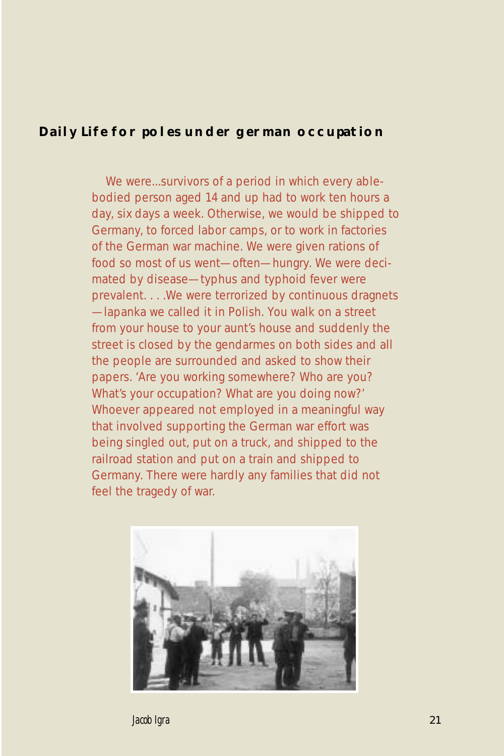## Daily Life for poles under german occupation

We were...survivors of a period in which every able-bodied person aged 14 and up had to work ten hours a day, six days a week. Otherwise, we would be shipped to Germany, to forced labor camps, or to work in factories of the German war machine. We were given rations of food so most of us went—often—hungry. We were decimated by disease—typhus and typhoid fever were prevalent. . . .We were terrorized by continuous dragnets—lapanka we called it in Polish. You walk on a street from your house to your aunt's house and suddenly the street is closed by the gendarmes on both sides and all the people are surrounded and asked to show their papers. 'Are you working somewhere? Who are you? What's your occupation? What are you doing now?' Whoever appeared not employed in a meaningful way that involved supporting the German war effort was being singled out, put on a truck, and shipped to the railroad station and put on a train and shipped to Germany. There were hardly any families that did not feel the tragedy of war.

*Jacob Igra*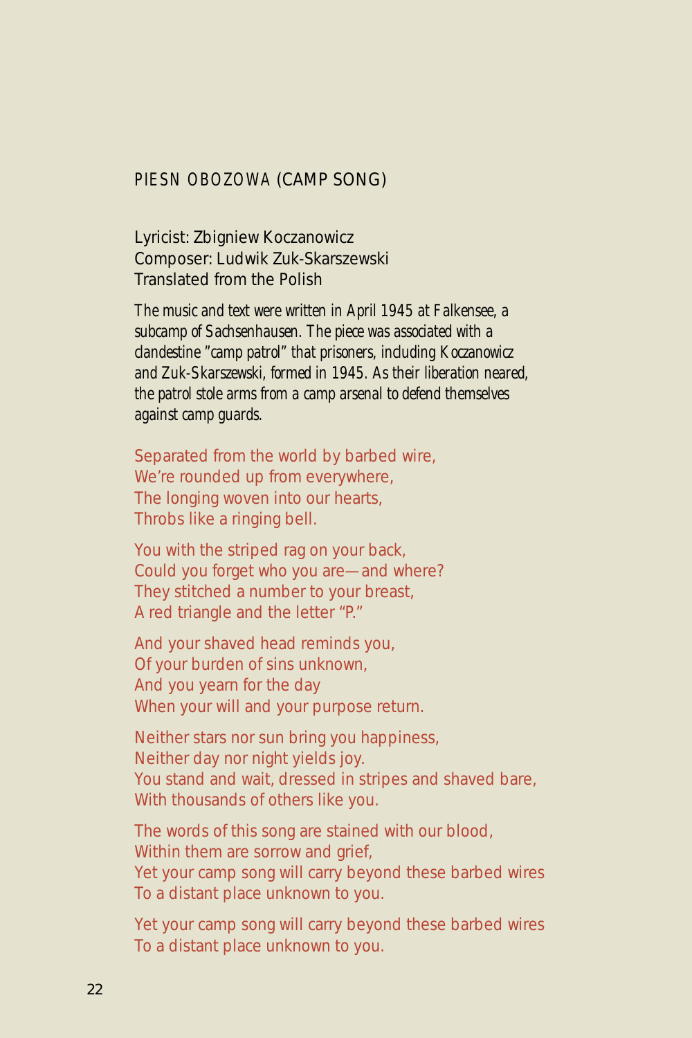## PIESN OBOZOWA (CAMP SONG)

Lyricist: Zbigniew Koczanowicz
Composer: Ludwik Zuk-Skarszewski
Translated from the Polish

*The music and text were written in April 1945 at Falkensee, a subcamp of Sachsenhausen. The piece was associated with a clandestine "camp patrol" that prisoners, including Koczanowicz and Zuk-Skarszewski, formed in 1945. As their liberation neared, the patrol stole arms from a camp arsenal to defend themselves against camp guards.*

Separated from the world by barbed wire,
We're rounded up from everywhere,
The longing woven into our hearts,
Throbs like a ringing bell.

You with the striped rag on your back,
Could you forget who you are—and where?
They stitched a number to your breast,
A red triangle and the letter "P."

And your shaved head reminds you,
Of your burden of sins unknown,
And you yearn for the day
When your will and your purpose return.

Neither stars nor sun bring you happiness,
Neither day nor night yields joy.
You stand and wait, dressed in stripes and shaved bare,
With thousands of others like you.

The words of this song are stained with our blood,
Within them are sorrow and grief,
Yet your camp song will carry beyond these barbed wires
To a distant place unknown to you.

Yet your camp song will carry beyond these barbed wires
To a distant place unknown to you.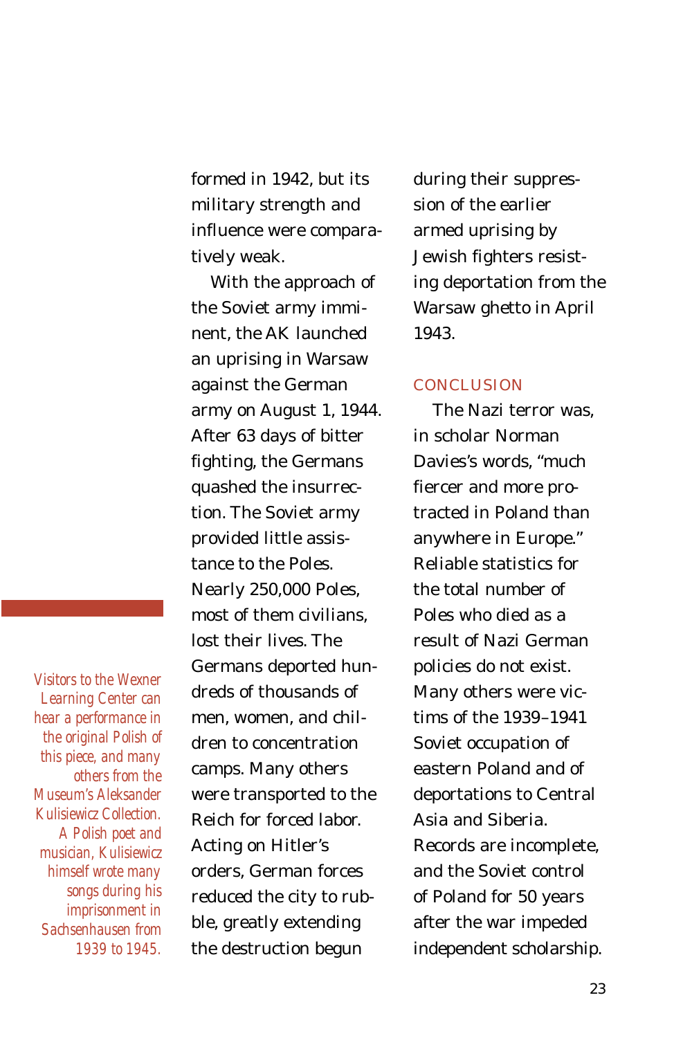formed in 1942, but its military strength and influence were comparatively weak.

With the approach of the Soviet army imminent, the AK launched an uprising in Warsaw against the German army on August 1, 1944. After 63 days of bitter fighting, the Germans quashed the insurrection. The Soviet army provided little assistance to the Poles. Nearly 250,000 Poles, most of them civilians, lost their lives. The Germans deported hundreds of thousands of men, women, and children to concentration camps. Many others were transported to the Reich for forced labor. Acting on Hitler's orders, German forces reduced the city to rubble, greatly extending the destruction begun during their suppression of the earlier armed uprising by Jewish fighters resisting deportation from the Warsaw ghetto in April 1943.

*Visitors to the Wexner Learning Center can hear a performance in the original Polish of this piece, and many others from the Museum's Aleksander Kulisiewicz Collection. A Polish poet and musician, Kulisiewicz himself wrote many songs during his imprisonment in Sachsenhausen from 1939 to 1945.*

## CONCLUSION

The Nazi terror was, in scholar Norman Davies's words, "much fiercer and more protracted in Poland than anywhere in Europe." Reliable statistics for the total number of Poles who died as a result of Nazi German policies do not exist. Many others were victims of the 1939–1941 Soviet occupation of eastern Poland and of deportations to Central Asia and Siberia. Records are incomplete, and the Soviet control of Poland for 50 years after the war impeded independent scholarship.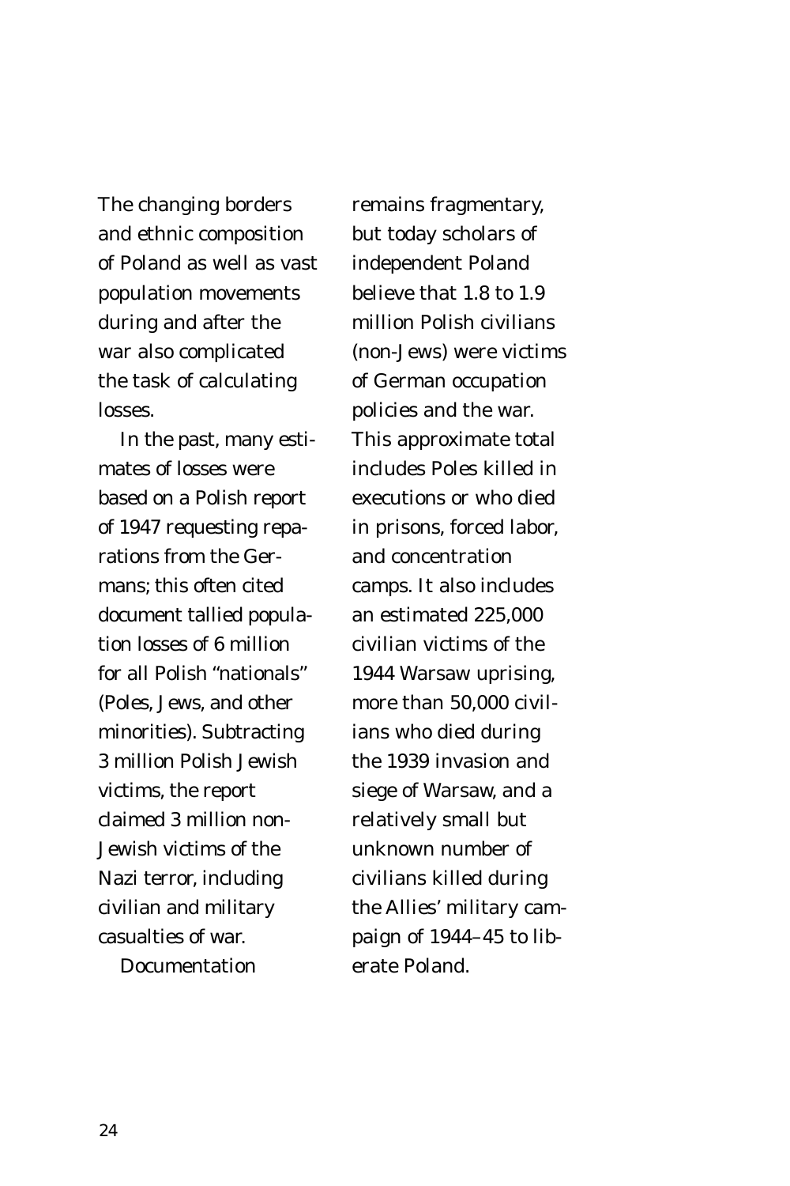The changing borders and ethnic composition of Poland as well as vast population movements during and after the war also complicated the task of calculating losses.

In the past, many estimates of losses were based on a Polish report of 1947 requesting reparations from the Germans; this often cited document tallied population losses of 6 million for all Polish "nationals" (Poles, Jews, and other minorities). Subtracting 3 million Polish Jewish victims, the report claimed 3 million non-Jewish victims of the Nazi terror, including civilian and military casualties of war.

Documentation remains fragmentary, but today scholars of independent Poland believe that 1.8 to 1.9 million Polish civilians (non-Jews) were victims of German occupation policies and the war. This approximate total includes Poles killed in executions or who died in prisons, forced labor, and concentration camps. It also includes an estimated 225,000 civilian victims of the 1944 Warsaw uprising, more than 50,000 civilians who died during the 1939 invasion and siege of Warsaw, and a relatively small but unknown number of civilians killed during the Allies' military campaign of 1944–45 to liberate Poland.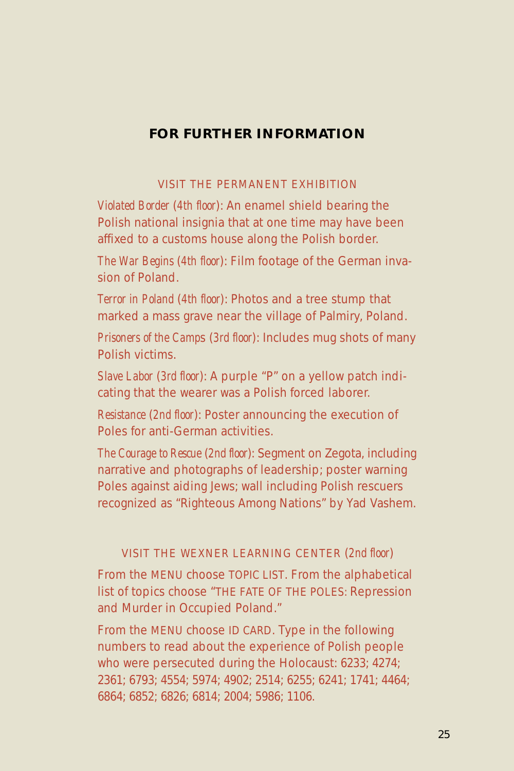## FOR FURTHER INFORMATION

### VISIT THE PERMANENT EXHIBITION

*Violated Border (4th floor)*: An enamel shield bearing the Polish national insignia that at one time may have been affixed to a customs house along the Polish border.

*The War Begins (4th floor)*: Film footage of the German invasion of Poland.

*Terror in Poland (4th floor)*: Photos and a tree stump that marked a mass grave near the village of Palmiry, Poland.

*Prisoners of the Camps (3rd floor)*: Includes mug shots of many Polish victims.

*Slave Labor (3rd floor)*: A purple "P" on a yellow patch indicating that the wearer was a Polish forced laborer.

*Resistance (2nd floor)*: Poster announcing the execution of Poles for anti-German activities.

*The Courage to Rescue (2nd floor)*: Segment on Zegota, including narrative and photographs of leadership; poster warning Poles against aiding Jews; wall including Polish rescuers recognized as "Righteous Among Nations" by Yad Vashem.

### VISIT THE WEXNER LEARNING CENTER *(2nd floor)*

From the MENU choose TOPIC LIST. From the alphabetical list of topics choose "THE FATE OF THE POLES: Repression and Murder in Occupied Poland."

From the MENU choose ID CARD. Type in the following numbers to read about the experience of Polish people who were persecuted during the Holocaust: 6233; 4274; 2361; 6793; 4554; 5974; 4902; 2514; 6255; 6241; 1741; 4464; 6864; 6852; 6826; 6814; 2004; 5986; 1106.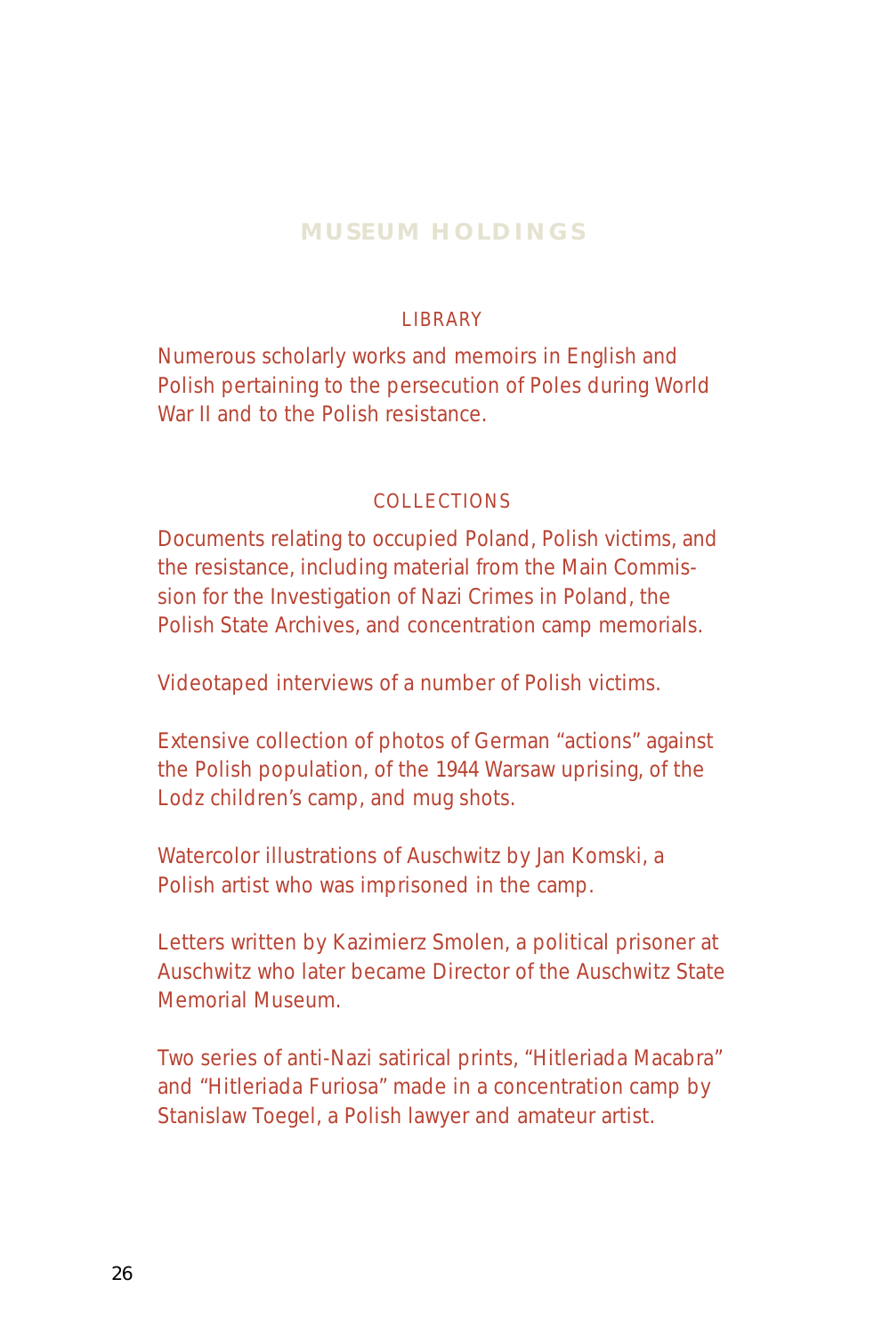# MUSEUM HOLDINGS

## LIBRARY

Numerous scholarly works and memoirs in English and Polish pertaining to the persecution of Poles during World War II and to the Polish resistance.

## COLLECTIONS

Documents relating to occupied Poland, Polish victims, and the resistance, including material from the Main Commission for the Investigation of Nazi Crimes in Poland, the Polish State Archives, and concentration camp memorials.

Videotaped interviews of a number of Polish victims.

Extensive collection of photos of German "actions" against the Polish population, of the 1944 Warsaw uprising, of the Lodz children's camp, and mug shots.

Watercolor illustrations of Auschwitz by Jan Komski, a Polish artist who was imprisoned in the camp.

Letters written by Kazimierz Smolen, a political prisoner at Auschwitz who later became Director of the Auschwitz State Memorial Museum.

Two series of anti-Nazi satirical prints, "Hitleriada Macabra" and "Hitleriada Furiosa" made in a concentration camp by Stanislaw Toegel, a Polish lawyer and amateur artist.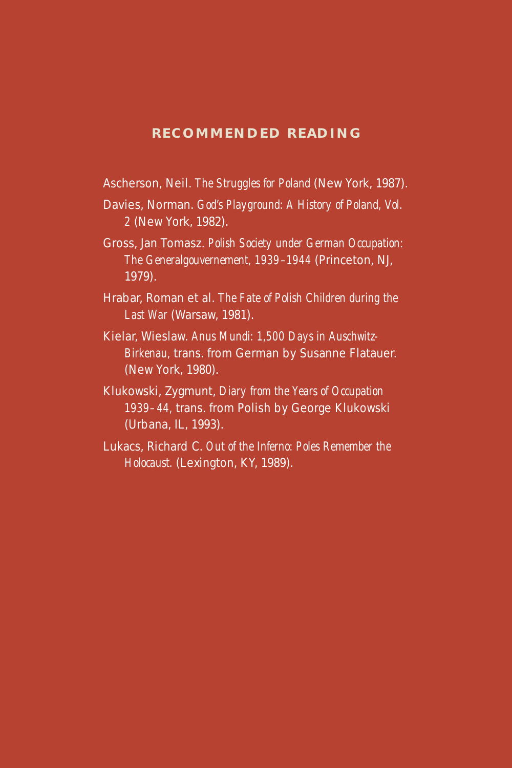## RECOMMENDED READING

Ascherson, Neil. *The Struggles for Poland* (New York, 1987).

Davies, Norman. *God's Playground: A History of Poland, Vol. 2* (New York, 1982).

Gross, Jan Tomasz. *Polish Society under German Occupation: The Generalgouvernement, 1939–1944* (Princeton, NJ, 1979).

Hrabar, Roman et al. *The Fate of Polish Children during the Last War* (Warsaw, 1981).

Kielar, Wieslaw. *Anus Mundi: 1,500 Days in Auschwitz-Birkenau*, trans. from German by Susanne Flatauer. (New York, 1980).

Klukowski, Zygmunt, *Diary from the Years of Occupation 1939–44*, trans. from Polish by George Klukowski (Urbana, IL, 1993).

Lukacs, Richard C. *Out of the Inferno: Poles Remember the Holocaust.* (Lexington, KY, 1989).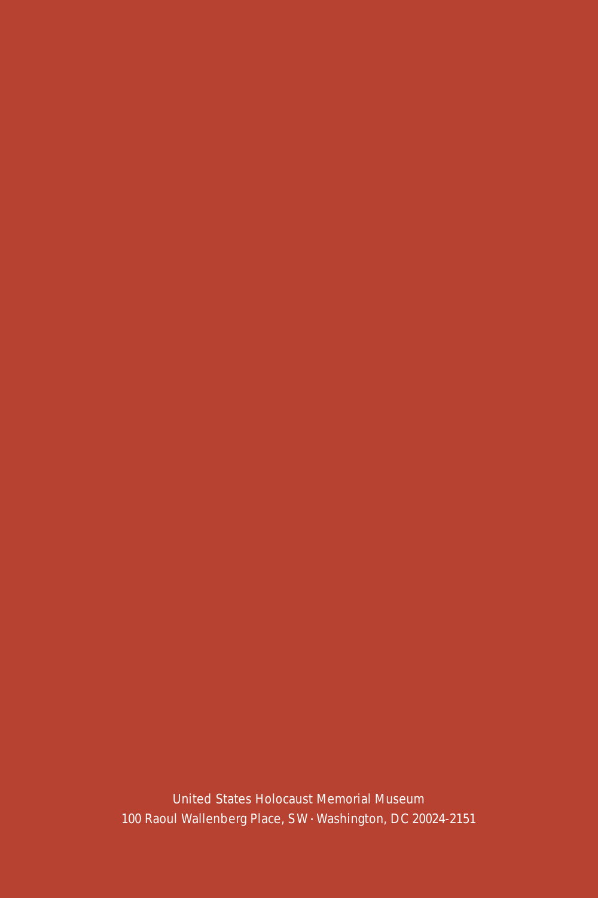United States Holocaust Memorial Museum
100 Raoul Wallenberg Place, SW · Washington, DC 20024-2151